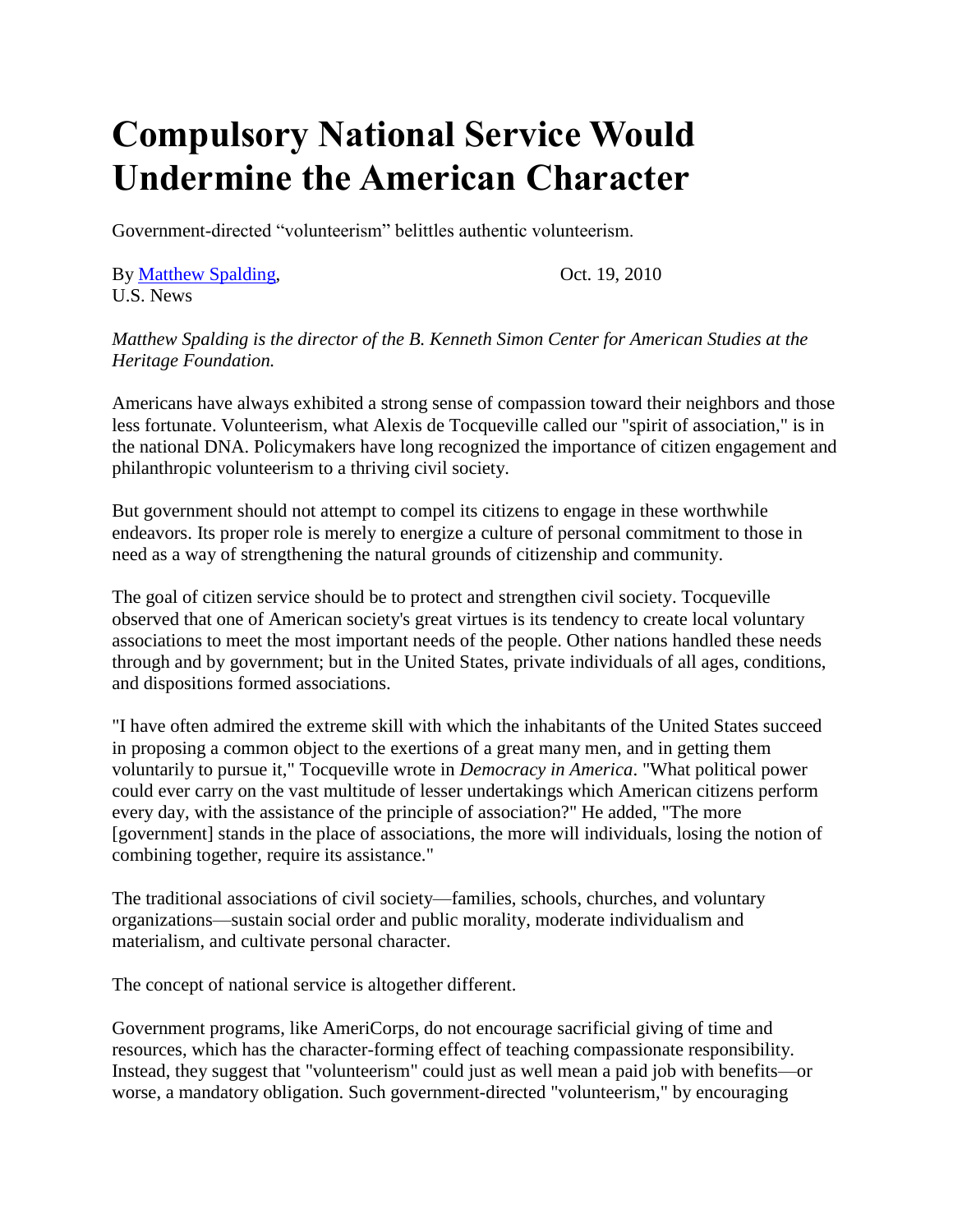# Compulsory National Service Would Undermine the American Character

Government-directed "volunteerism" belittles authentic volunteerism.

By Matthew Spalding, U.S. News

Oct. 19, 2010

*Matthew Spalding is the director of the B. Kenneth Simon Center for American Studies at the Heritage Foundation.*

Americans have always exhibited a strong sense of compassion toward their neighbors and those less fortunate. Volunteerism, what Alexis de Tocqueville called our "spirit of association," is in the national DNA. Policymakers have long recognized the importance of citizen engagement and philanthropic volunteerism to a thriving civil society.

But government should not attempt to compel its citizens to engage in these worthwhile endeavors. Its proper role is merely to energize a culture of personal commitment to those in need as a way of strengthening the natural grounds of citizenship and community.

The goal of citizen service should be to protect and strengthen civil society. Tocqueville observed that one of American society's great virtues is its tendency to create local voluntary associations to meet the most important needs of the people. Other nations handled these needs through and by government; but in the United States, private individuals of all ages, conditions, and dispositions formed associations.

"I have often admired the extreme skill with which the inhabitants of the United States succeed in proposing a common object to the exertions of a great many men, and in getting them voluntarily to pursue it," Tocqueville wrote in *Democracy in America*. "What political power could ever carry on the vast multitude of lesser undertakings which American citizens perform every day, with the assistance of the principle of association?" He added, "The more [government] stands in the place of associations, the more will individuals, losing the notion of combining together, require its assistance."

The traditional associations of civil society—families, schools, churches, and voluntary organizations—sustain social order and public morality, moderate individualism and materialism, and cultivate personal character.

The concept of national service is altogether different.

Government programs, like AmeriCorps, do not encourage sacrificial giving of time and resources, which has the character-forming effect of teaching compassionate responsibility. Instead, they suggest that "volunteerism" could just as well mean a paid job with benefits—or worse, a mandatory obligation. Such government-directed "volunteerism," by encouraging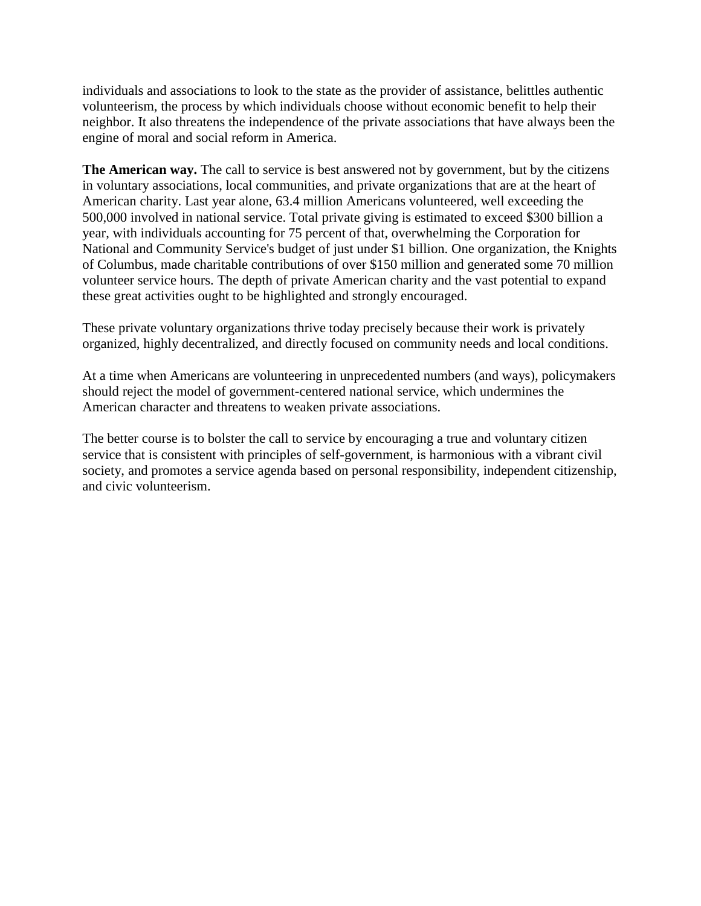individuals and associations to look to the state as the provider of assistance, belittles authentic volunteerism, the process by which individuals choose without economic benefit to help their neighbor. It also threatens the independence of the private associations that have always been the engine of moral and social reform in America.

**The American way.** The call to service is best answered not by government, but by the citizens in voluntary associations, local communities, and private organizations that are at the heart of American charity. Last year alone, 63.4 million Americans volunteered, well exceeding the 500,000 involved in national service. Total private giving is estimated to exceed $300 billion a year, with individuals accounting for 75 percent of that, overwhelming the Corporation for National and Community Service's budget of just under $1 billion. One organization, the Knights of Columbus, made charitable contributions of over $150 million and generated some 70 million volunteer service hours. The depth of private American charity and the vast potential to expand these great activities ought to be highlighted and strongly encouraged.

These private voluntary organizations thrive today precisely because their work is privately organized, highly decentralized, and directly focused on community needs and local conditions.

At a time when Americans are volunteering in unprecedented numbers (and ways), policymakers should reject the model of government-centered national service, which undermines the American character and threatens to weaken private associations.

The better course is to bolster the call to service by encouraging a true and voluntary citizen service that is consistent with principles of self-government, is harmonious with a vibrant civil society, and promotes a service agenda based on personal responsibility, independent citizenship, and civic volunteerism.